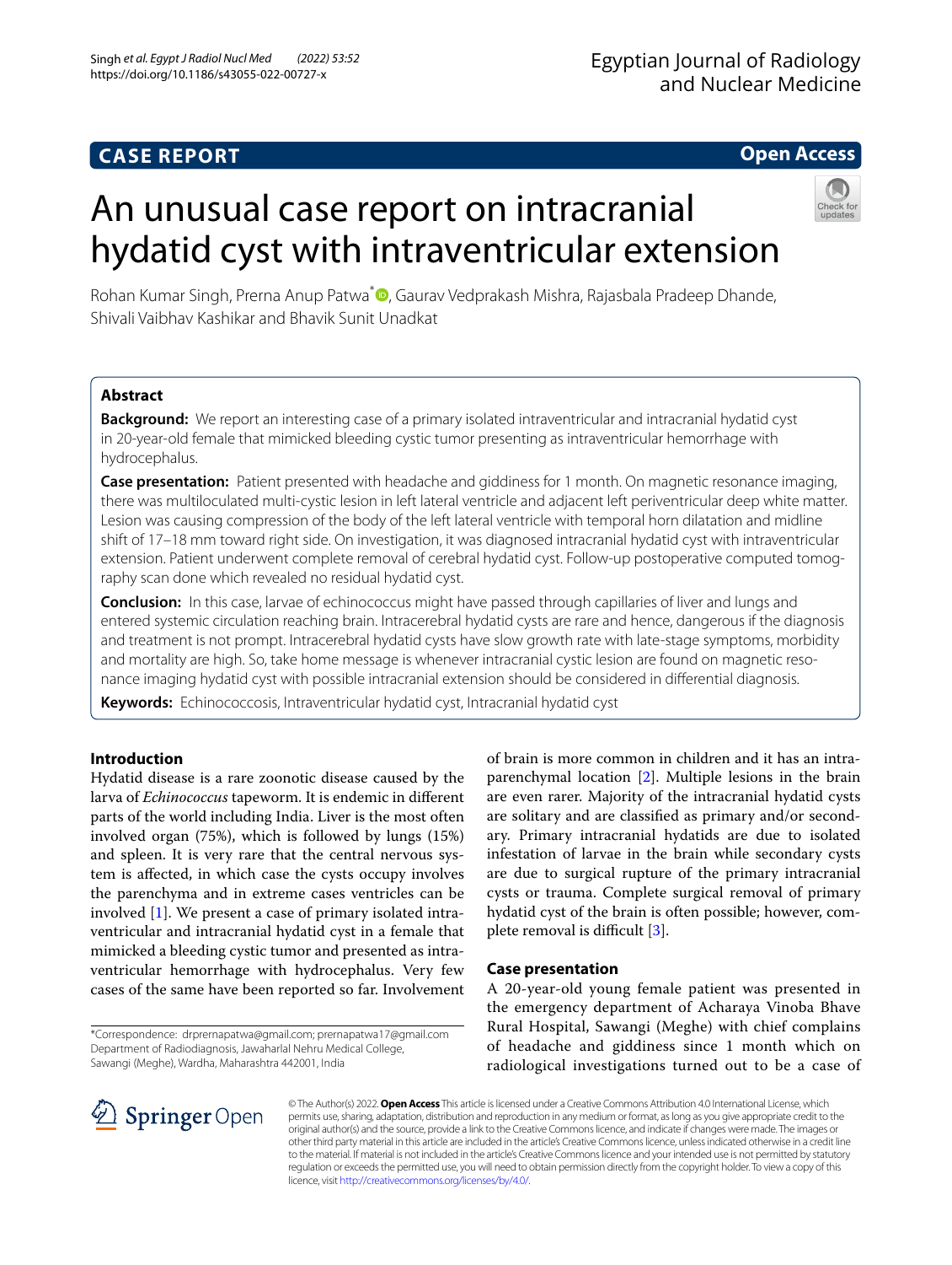Egyptian Journal of Radiology and Nuclear Medicine

**CASE REPORT** **Open Access**

# An unusual case report on intracranial hydatid cyst with intraventricular extension

Rohan Kumar Singh, Prerna Anup Patwa*, Gaurav Vedprakash Mishra, Rajasbala Pradeep Dhande, Shivali Vaibhav Kashikar and Bhavik Sunit Unadkat

## Abstract

**Background:** We report an interesting case of a primary isolated intraventricular and intracranial hydatid cyst in 20-year-old female that mimicked bleeding cystic tumor presenting as intraventricular hemorrhage with hydrocephalus.

**Case presentation:** Patient presented with headache and giddiness for 1 month. On magnetic resonance imaging, there was multiloculated multi-cystic lesion in left lateral ventricle and adjacent left periventricular deep white matter. Lesion was causing compression of the body of the left lateral ventricle with temporal horn dilatation and midline shift of 17–18 mm toward right side. On investigation, it was diagnosed intracranial hydatid cyst with intraventricular extension. Patient underwent complete removal of cerebral hydatid cyst. Follow-up postoperative computed tomography scan done which revealed no residual hydatid cyst.

**Conclusion:** In this case, larvae of echinococcus might have passed through capillaries of liver and lungs and entered systemic circulation reaching brain. Intracerebral hydatid cysts are rare and hence, dangerous if the diagnosis and treatment is not prompt. Intracerebral hydatid cysts have slow growth rate with late-stage symptoms, morbidity and mortality are high. So, take home message is whenever intracranial cystic lesion are found on magnetic resonance imaging hydatid cyst with possible intracranial extension should be considered in differential diagnosis.

**Keywords:** Echinococcosis, Intraventricular hydatid cyst, Intracranial hydatid cyst

## Introduction

Hydatid disease is a rare zoonotic disease caused by the larva of *Echinococcus* tapeworm. It is endemic in different parts of the world including India. Liver is the most often involved organ (75%), which is followed by lungs (15%) and spleen. It is very rare that the central nervous system is affected, in which case the cysts occupy involves the parenchyma and in extreme cases ventricles can be involved [1]. We present a case of primary isolated intraventricular and intracranial hydatid cyst in a female that mimicked a bleeding cystic tumor and presented as intraventricular hemorrhage with hydrocephalus. Very few cases of the same have been reported so far. Involvement of brain is more common in children and it has an intraparenchymal location [2]. Multiple lesions in the brain are even rarer. Majority of the intracranial hydatid cysts are solitary and are classified as primary and/or secondary. Primary intracranial hydatids are due to isolated infestation of larvae in the brain while secondary cysts are due to surgical rupture of the primary intracranial cysts or trauma. Complete surgical removal of primary hydatid cyst of the brain is often possible; however, complete removal is difficult [3].

## Case presentation

A 20-year-old young female patient was presented in the emergency department of Acharaya Vinoba Bhave Rural Hospital, Sawangi (Meghe) with chief complains of headache and giddiness since 1 month which on radiological investigations turned out to be a case of

*Correspondence: drprernapatwa@gmail.com; prernapatwa17@gmail.com
Department of Radiodiagnosis, Jawaharlal Nehru Medical College, Sawangi (Meghe), Wardha, Maharashtra 442001, India

© The Author(s) 2022. **Open Access** This article is licensed under a Creative Commons Attribution 4.0 International License, which permits use, sharing, adaptation, distribution and reproduction in any medium or format, as long as you give appropriate credit to the original author(s) and the source, provide a link to the Creative Commons licence, and indicate if changes were made. The images or other third party material in this article are included in the article's Creative Commons licence, unless indicated otherwise in a credit line to the material. If material is not included in the article's Creative Commons licence and your intended use is not permitted by statutory regulation or exceeds the permitted use, you will need to obtain permission directly from the copyright holder. To view a copy of this licence, visit http://creativecommons.org/licenses/by/4.0/.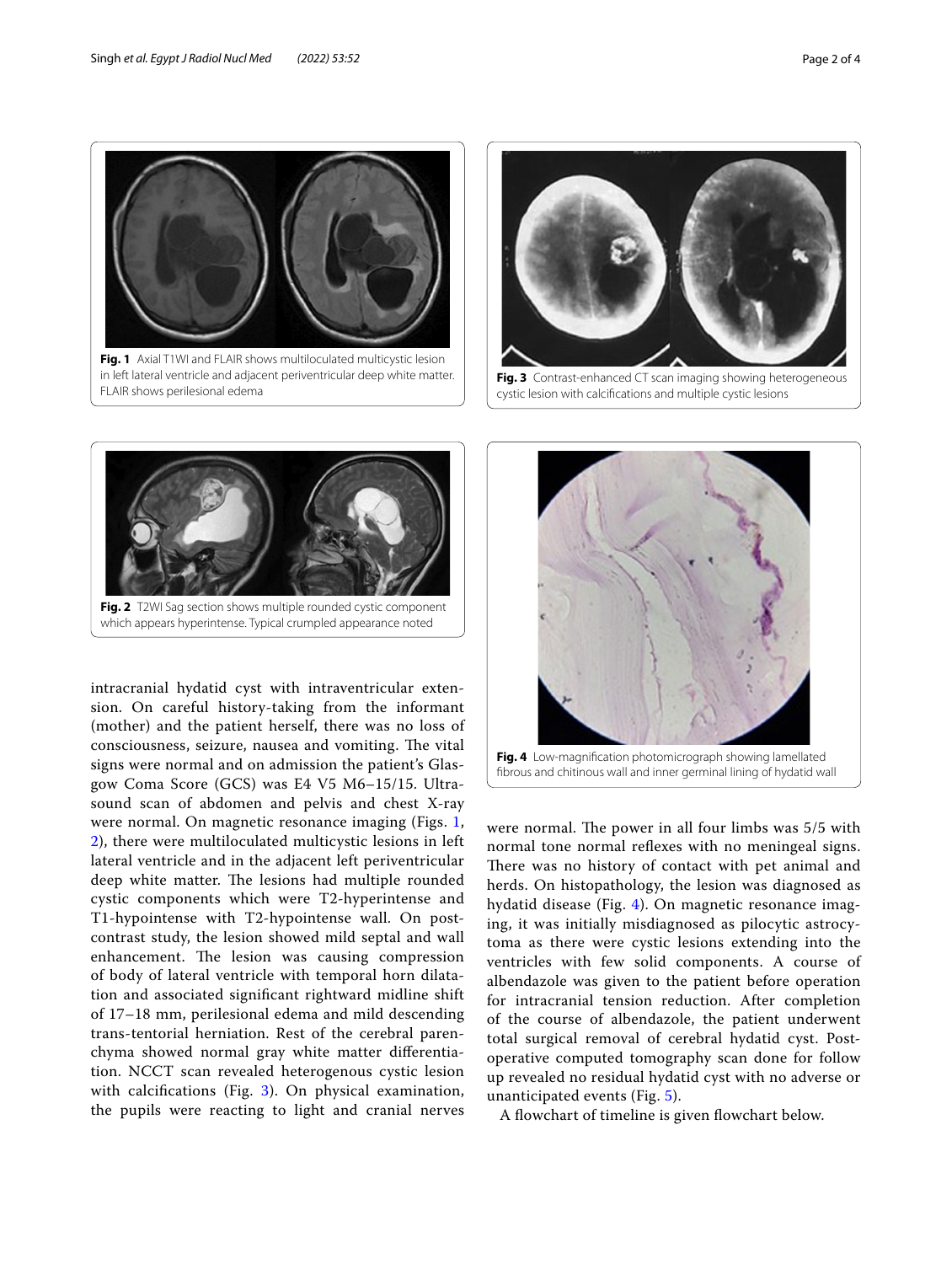Fig. 1 Axial T1WI and FLAIR shows multiloculated multicystic lesion in left lateral ventricle and adjacent periventricular deep white matter. FLAIR shows perilesional edema

Fig. 3 Contrast-enhanced CT scan imaging showing heterogeneous cystic lesion with calcifications and multiple cystic lesions

Fig. 2 T2WI Sag section shows multiple rounded cystic component which appears hyperintense. Typical crumpled appearance noted

intracranial hydatid cyst with intraventricular extension. On careful history-taking from the informant (mother) and the patient herself, there was no loss of consciousness, seizure, nausea and vomiting. The vital signs were normal and on admission the patient's Glasgow Coma Score (GCS) was E4 V5 M6–15/15. Ultrasound scan of abdomen and pelvis and chest X-ray were normal. On magnetic resonance imaging (Figs. 1, 2), there were multiloculated multicystic lesions in left lateral ventricle and in the adjacent left periventricular deep white matter. The lesions had multiple rounded cystic components which were T2-hyperintense and T1-hypointense with T2-hypointense wall. On post-contrast study, the lesion showed mild septal and wall enhancement. The lesion was causing compression of body of lateral ventricle with temporal horn dilatation and associated significant rightward midline shift of 17–18 mm, perilesional edema and mild descending trans-tentorial herniation. Rest of the cerebral parenchyma showed normal gray white matter differentiation. NCCT scan revealed heterogenous cystic lesion with calcifications (Fig. 3). On physical examination, the pupils were reacting to light and cranial nerves were normal. The power in all four limbs was 5/5 with normal tone normal reflexes with no meningeal signs. There was no history of contact with pet animal and herds. On histopathology, the lesion was diagnosed as hydatid disease (Fig. 4). On magnetic resonance imaging, it was initially misdiagnosed as pilocytic astrocytoma as there were cystic lesions extending into the ventricles with few solid components. A course of albendazole was given to the patient before operation for intracranial tension reduction. After completion of the course of albendazole, the patient underwent total surgical removal of cerebral hydatid cyst. Post-operative computed tomography scan done for follow up revealed no residual hydatid cyst with no adverse or unanticipated events (Fig. 5).

Fig. 4 Low-magnification photomicrograph showing lamellated fibrous and chitinous wall and inner germinal lining of hydatid wall

A flowchart of timeline is given flowchart below.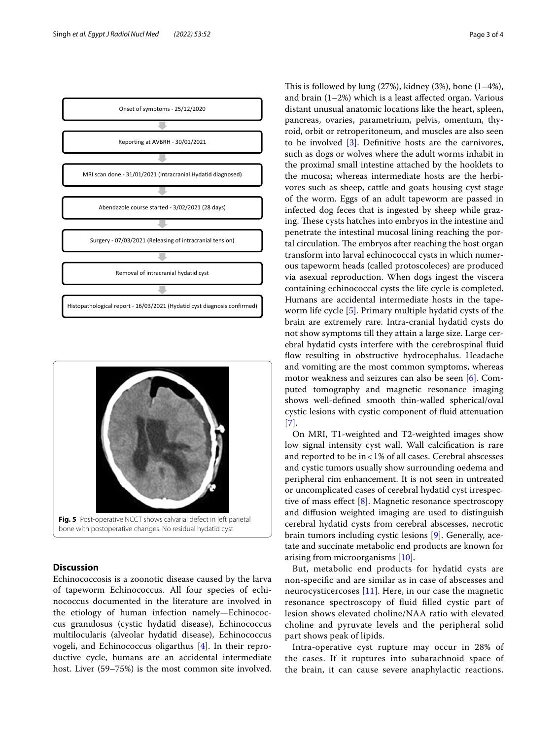Onset of symptoms - 25/12/2020

Reporting at AVBRH - 30/01/2021

MRI scan done - 31/01/2021 (Intracranial Hydatid diagnosed)

Abendazole course started - 3/02/2021 (28 days)

Surgery - 07/03/2021 (Releasing of intracranial tension)

Removal of intracranial hydatid cyst

Histopathological report - 16/03/2021 (Hydatid cyst diagnosis confirmed)

**Fig. 5** Post-operative NCCT shows calvarial defect in left parietal bone with postoperative changes. No residual hydatid cyst

## Discussion

Echinococcosis is a zoonotic disease caused by the larva of tapeworm Echinococcus. All four species of echinococcus documented in the literature are involved in the etiology of human infection namely—Echinococcus granulosus (cystic hydatid disease), Echinococcus multilocularis (alveolar hydatid disease), Echinococcus vogeli, and Echinococcus oligarthus [4]. In their reproductive cycle, humans are an accidental intermediate host. Liver (59–75%) is the most common site involved. This is followed by lung (27%), kidney (3%), bone (1–4%), and brain (1–2%) which is a least affected organ. Various distant unusual anatomic locations like the heart, spleen, pancreas, ovaries, parametrium, pelvis, omentum, thyroid, orbit or retroperitoneum, and muscles are also seen to be involved [3]. Definitive hosts are the carnivores, such as dogs or wolves where the adult worms inhabit in the proximal small intestine attached by the hooklets to the mucosa; whereas intermediate hosts are the herbivores such as sheep, cattle and goats housing cyst stage of the worm. Eggs of an adult tapeworm are passed in infected dog feces that is ingested by sheep while grazing. These cysts hatches into embryos in the intestine and penetrate the intestinal mucosal lining reaching the portal circulation. The embryos after reaching the host organ transform into larval echinococcal cysts in which numerous tapeworm heads (called protoscoleces) are produced via asexual reproduction. When dogs ingest the viscera containing echinococcal cysts the life cycle is completed. Humans are accidental intermediate hosts in the tapeworm life cycle [5]. Primary multiple hydatid cysts of the brain are extremely rare. Intra-cranial hydatid cysts do not show symptoms till they attain a large size. Large cerebral hydatid cysts interfere with the cerebrospinal fluid flow resulting in obstructive hydrocephalus. Headache and vomiting are the most common symptoms, whereas motor weakness and seizures can also be seen [6]. Computed tomography and magnetic resonance imaging shows well-defined smooth thin-walled spherical/oval cystic lesions with cystic component of fluid attenuation [7].

On MRI, T1-weighted and T2-weighted images show low signal intensity cyst wall. Wall calcification is rare and reported to be in < 1% of all cases. Cerebral abscesses and cystic tumors usually show surrounding oedema and peripheral rim enhancement. It is not seen in untreated or uncomplicated cases of cerebral hydatid cyst irrespective of mass effect [8]. Magnetic resonance spectroscopy and diffusion weighted imaging are used to distinguish cerebral hydatid cysts from cerebral abscesses, necrotic brain tumors including cystic lesions [9]. Generally, acetate and succinate metabolic end products are known for arising from microorganisms [10].

But, metabolic end products for hydatid cysts are non-specific and are similar as in case of abscesses and neurocysticercoses [11]. Here, in our case the magnetic resonance spectroscopy of fluid filled cystic part of lesion shows elevated choline/NAA ratio with elevated choline and pyruvate levels and the peripheral solid part shows peak of lipids.

Intra-operative cyst rupture may occur in 28% of the cases. If it ruptures into subarachnoid space of the brain, it can cause severe anaphylactic reactions.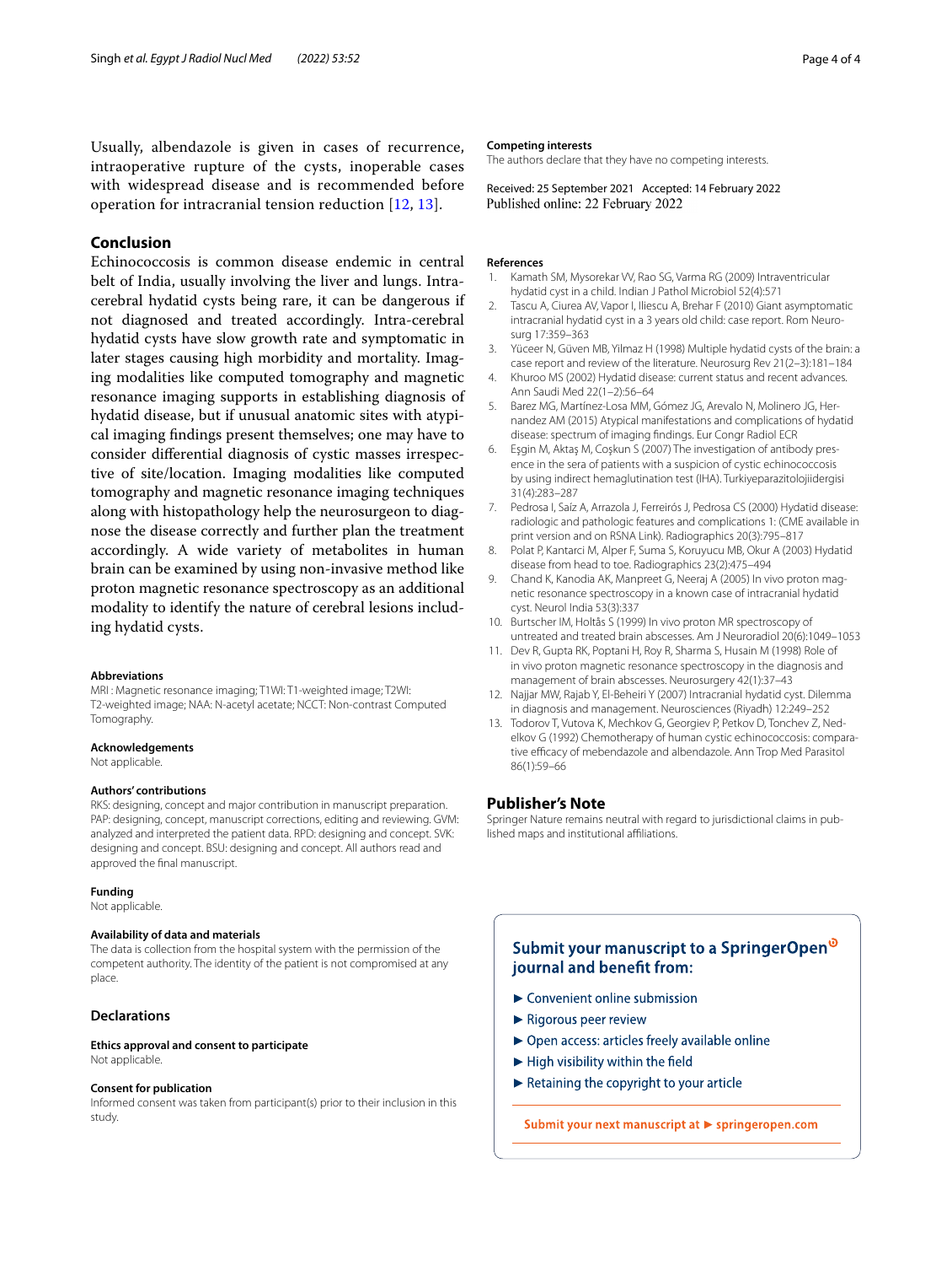Usually, albendazole is given in cases of recurrence, intraoperative rupture of the cysts, inoperable cases with widespread disease and is recommended before operation for intracranial tension reduction [12, 13].

## Conclusion

Echinococcosis is common disease endemic in central belt of India, usually involving the liver and lungs. Intra-cerebral hydatid cysts being rare, it can be dangerous if not diagnosed and treated accordingly. Intra-cerebral hydatid cysts have slow growth rate and symptomatic in later stages causing high morbidity and mortality. Imaging modalities like computed tomography and magnetic resonance imaging supports in establishing diagnosis of hydatid disease, but if unusual anatomic sites with atypical imaging findings present themselves; one may have to consider differential diagnosis of cystic masses irrespective of site/location. Imaging modalities like computed tomography and magnetic resonance imaging techniques along with histopathology help the neurosurgeon to diagnose the disease correctly and further plan the treatment accordingly. A wide variety of metabolites in human brain can be examined by using non-invasive method like proton magnetic resonance spectroscopy as an additional modality to identify the nature of cerebral lesions including hydatid cysts.

#### Abbreviations

MRI : Magnetic resonance imaging; T1WI: T1-weighted image; T2WI: T2-weighted image; NAA: N-acetyl acetate; NCCT: Non-contrast Computed Tomography.

#### Acknowledgements

Not applicable.

#### Authors' contributions

RKS: designing, concept and major contribution in manuscript preparation. PAP: designing, concept, manuscript corrections, editing and reviewing. GVM: analyzed and interpreted the patient data. RPD: designing and concept. SVK: designing and concept. BSU: designing and concept. All authors read and approved the final manuscript.

#### Funding

Not applicable.

#### Availability of data and materials

The data is collection from the hospital system with the permission of the competent authority. The identity of the patient is not compromised at any place.

### Declarations

#### Ethics approval and consent to participate

Not applicable.

#### Consent for publication

Informed consent was taken from participant(s) prior to their inclusion in this study.

#### Competing interests

The authors declare that they have no competing interests.

Received: 25 September 2021 Accepted: 14 February 2022
Published online: 22 February 2022

#### References

1. Kamath SM, Mysorekar VV, Rao SG, Varma RG (2009) Intraventricular hydatid cyst in a child. Indian J Pathol Microbiol 52(4):571
2. Tascu A, Ciurea AV, Vapor I, Iliescu A, Brehar F (2010) Giant asymptomatic intracranial hydatid cyst in a 3 years old child: case report. Rom Neurosurg 17:359–363
3. Yüceer N, Güven MB, Yilmaz H (1998) Multiple hydatid cysts of the brain: a case report and review of the literature. Neurosurg Rev 21(2–3):181–184
4. Khuroo MS (2002) Hydatid disease: current status and recent advances. Ann Saudi Med 22(1–2):56–64
5. Barez MG, Martínez-Losa MM, Gómez JG, Arevalo N, Molinero JG, Hernandez AM (2015) Atypical manifestations and complications of hydatid disease: spectrum of imaging findings. Eur Congr Radiol ECR
6. Eşgin M, Aktaş M, Coşkun S (2007) The investigation of antibody presence in the sera of patients with a suspicion of cystic echinococcosis by using indirect hemaglutination test (IHA). Turkiyeparazitolojiidergisi 31(4):283–287
7. Pedrosa I, Saíz A, Arrazola J, Ferreirós J, Pedrosa CS (2000) Hydatid disease: radiologic and pathologic features and complications 1: (CME available in print version and on RSNA Link). Radiographics 20(3):795–817
8. Polat P, Kantarci M, Alper F, Suma S, Koruyucu MB, Okur A (2003) Hydatid disease from head to toe. Radiographics 23(2):475–494
9. Chand K, Kanodia AK, Manpreet G, Neeraj A (2005) In vivo proton magnetic resonance spectroscopy in a known case of intracranial hydatid cyst. Neurol India 53(3):337
10. Burtscher IM, Holtås S (1999) In vivo proton MR spectroscopy of untreated and treated brain abscesses. Am J Neuroradiol 20(6):1049–1053
11. Dev R, Gupta RK, Poptani H, Roy R, Sharma S, Husain M (1998) Role of in vivo proton magnetic resonance spectroscopy in the diagnosis and management of brain abscesses. Neurosurgery 42(1):37–43
12. Najjar MW, Rajab Y, El-Beheiri Y (2007) Intracranial hydatid cyst. Dilemma in diagnosis and management. Neurosciences (Riyadh) 12:249–252
13. Todorov T, Vutova K, Mechkov G, Georgiev P, Petkov D, Tonchev Z, Nedelkov G (1992) Chemotherapy of human cystic echinococcosis: comparative efficacy of mebendazole and albendazole. Ann Trop Med Parasitol 86(1):59–66

### Publisher's Note

Springer Nature remains neutral with regard to jurisdictional claims in published maps and institutional affiliations.

**Submit your manuscript to a SpringerOpen journal and benefit from:**

- Convenient online submission
- Rigorous peer review
- Open access: articles freely available online
- High visibility within the field
- Retaining the copyright to your article

**Submit your next manuscript at ▶ springeropen.com**